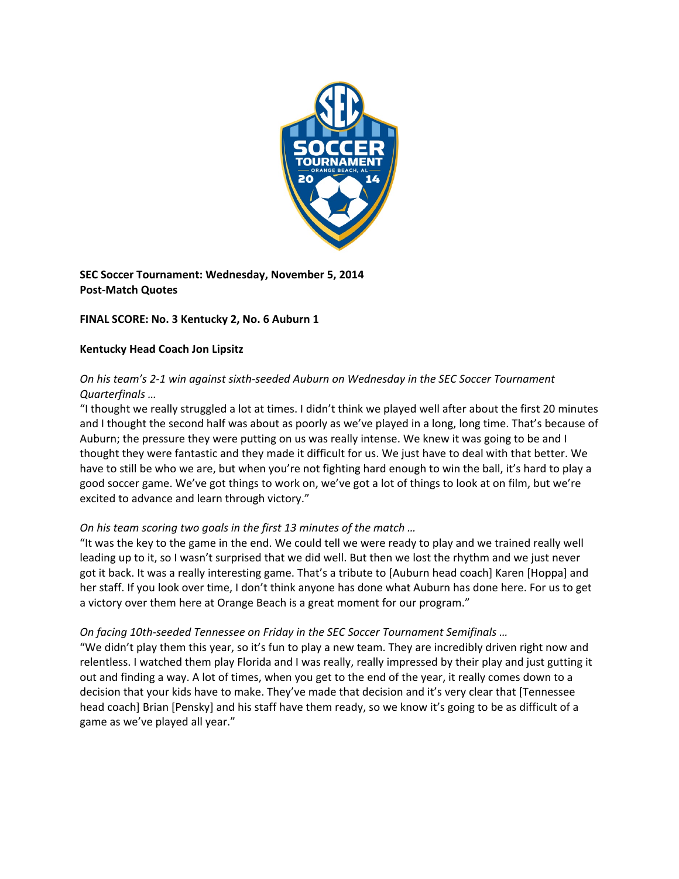**SEC Soccer Tournament: Wednesday, November 5, 2014**
**Post-Match Quotes**

**FINAL SCORE: No. 3 Kentucky 2, No. 6 Auburn 1**

**Kentucky Head Coach Jon Lipsitz**

*On his team's 2-1 win against sixth-seeded Auburn on Wednesday in the SEC Soccer Tournament Quarterfinals …*

"I thought we really struggled a lot at times. I didn't think we played well after about the first 20 minutes and I thought the second half was about as poorly as we've played in a long, long time. That's because of Auburn; the pressure they were putting on us was really intense. We knew it was going to be and I thought they were fantastic and they made it difficult for us. We just have to deal with that better. We have to still be who we are, but when you're not fighting hard enough to win the ball, it's hard to play a good soccer game. We've got things to work on, we've got a lot of things to look at on film, but we're excited to advance and learn through victory."

*On his team scoring two goals in the first 13 minutes of the match …*

"It was the key to the game in the end. We could tell we were ready to play and we trained really well leading up to it, so I wasn't surprised that we did well. But then we lost the rhythm and we just never got it back. It was a really interesting game. That's a tribute to [Auburn head coach] Karen [Hoppa] and her staff. If you look over time, I don't think anyone has done what Auburn has done here. For us to get a victory over them here at Orange Beach is a great moment for our program."

*On facing 10th-seeded Tennessee on Friday in the SEC Soccer Tournament Semifinals …*

"We didn't play them this year, so it's fun to play a new team. They are incredibly driven right now and relentless. I watched them play Florida and I was really, really impressed by their play and just gutting it out and finding a way. A lot of times, when you get to the end of the year, it really comes down to a decision that your kids have to make. They've made that decision and it's very clear that [Tennessee head coach] Brian [Pensky] and his staff have them ready, so we know it's going to be as difficult of a game as we've played all year."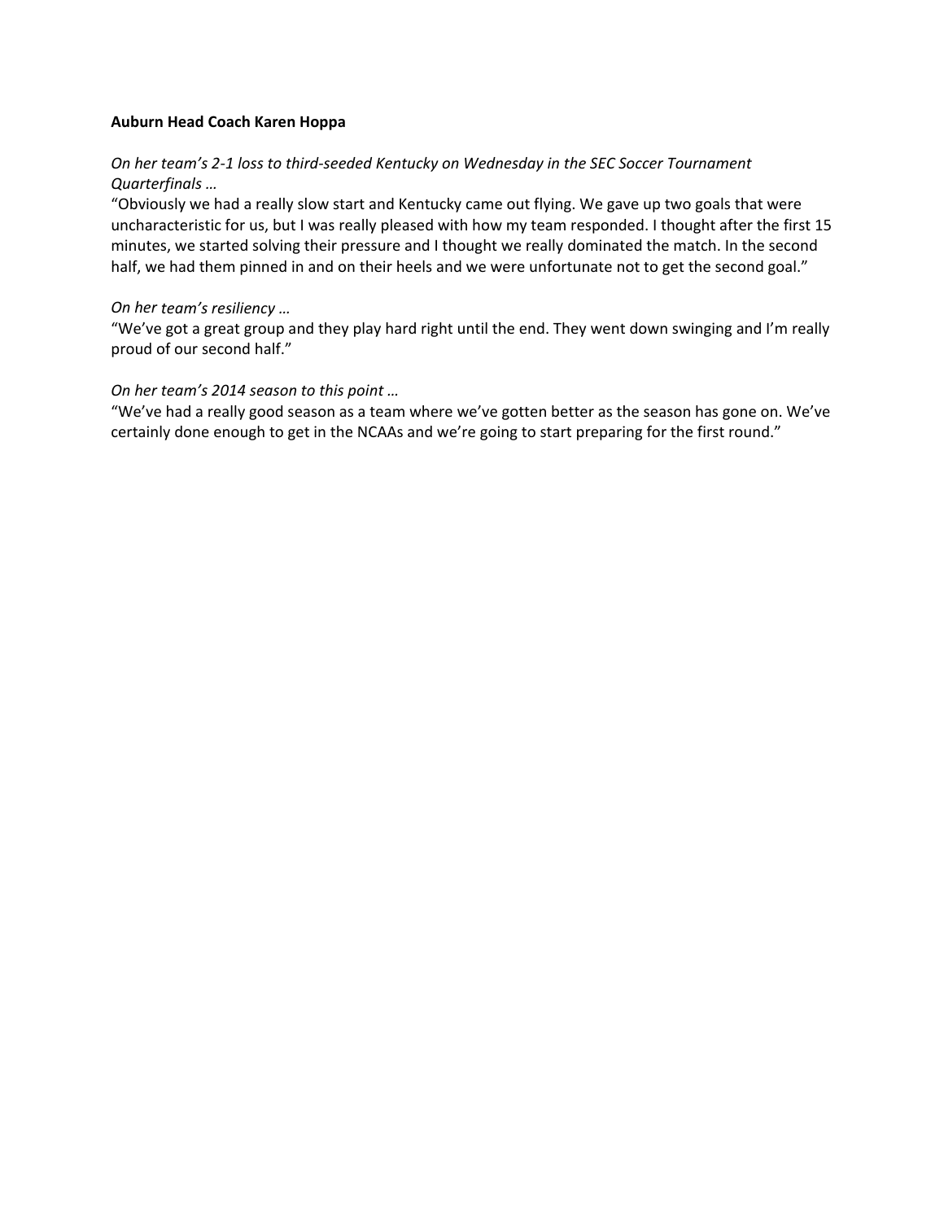**Auburn Head Coach Karen Hoppa**

*On her team's 2-1 loss to third-seeded Kentucky on Wednesday in the SEC Soccer Tournament Quarterfinals …*

"Obviously we had a really slow start and Kentucky came out flying. We gave up two goals that were uncharacteristic for us, but I was really pleased with how my team responded. I thought after the first 15 minutes, we started solving their pressure and I thought we really dominated the match. In the second half, we had them pinned in and on their heels and we were unfortunate not to get the second goal."

*On her team's resiliency …*

"We've got a great group and they play hard right until the end. They went down swinging and I'm really proud of our second half."

*On her team's 2014 season to this point …*

"We've had a really good season as a team where we've gotten better as the season has gone on. We've certainly done enough to get in the NCAAs and we're going to start preparing for the first round."